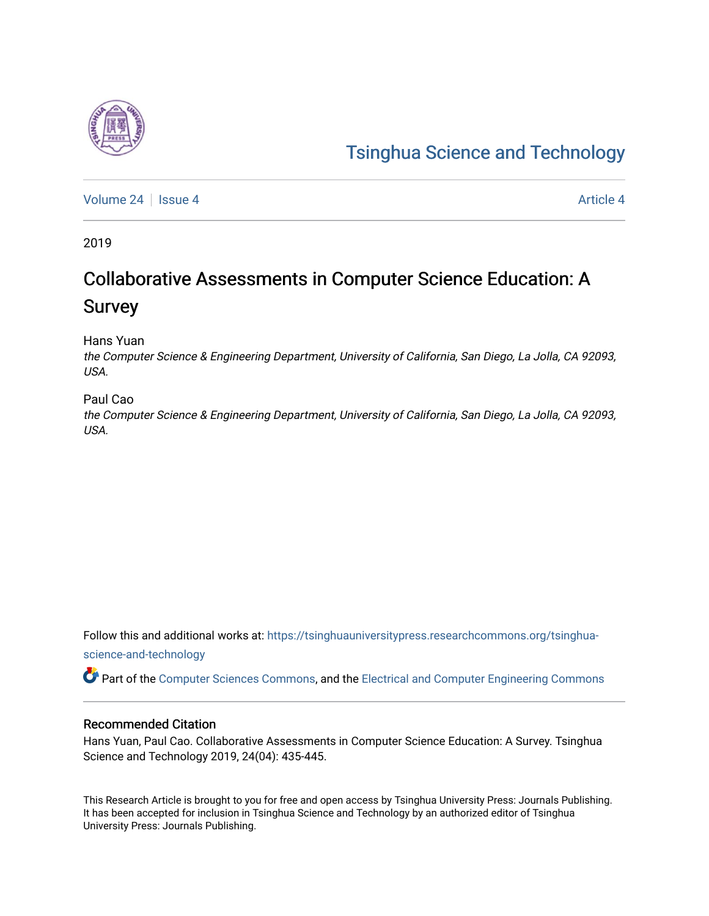# Tsinghua Science and Technology

Volume 24 | Issue 4 Article 4

2019

# Collaborative Assessments in Computer Science Education: A Survey

Hans Yuan
*the Computer Science & Engineering Department, University of California, San Diego, La Jolla, CA 92093, USA.*

Paul Cao
*the Computer Science & Engineering Department, University of California, San Diego, La Jolla, CA 92093, USA.*

Follow this and additional works at: https://tsinghuauniversitypress.researchcommons.org/tsinghua-science-and-technology

Part of the Computer Sciences Commons, and the Electrical and Computer Engineering Commons

## Recommended Citation

Hans Yuan, Paul Cao. Collaborative Assessments in Computer Science Education: A Survey. Tsinghua Science and Technology 2019, 24(04): 435-445.

This Research Article is brought to you for free and open access by Tsinghua University Press: Journals Publishing. It has been accepted for inclusion in Tsinghua Science and Technology by an authorized editor of Tsinghua University Press: Journals Publishing.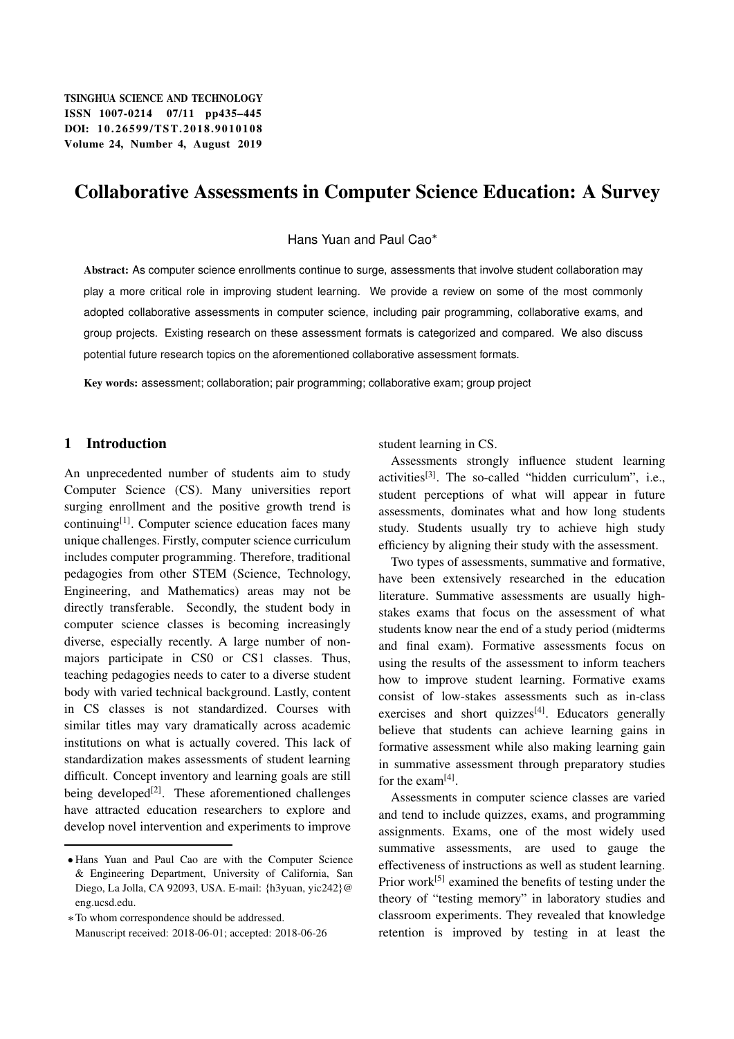# Collaborative Assessments in Computer Science Education: A Survey

Hans Yuan and Paul Cao*

**Abstract:** As computer science enrollments continue to surge, assessments that involve student collaboration may play a more critical role in improving student learning. We provide a review on some of the most commonly adopted collaborative assessments in computer science, including pair programming, collaborative exams, and group projects. Existing research on these assessment formats is categorized and compared. We also discuss potential future research topics on the aforementioned collaborative assessment formats.

**Key words:** assessment; collaboration; pair programming; collaborative exam; group project

## 1 Introduction

An unprecedented number of students aim to study Computer Science (CS). Many universities report surging enrollment and the positive growth trend is continuing[1]. Computer science education faces many unique challenges. Firstly, computer science curriculum includes computer programming. Therefore, traditional pedagogies from other STEM (Science, Technology, Engineering, and Mathematics) areas may not be directly transferable. Secondly, the student body in computer science classes is becoming increasingly diverse, especially recently. A large number of non-majors participate in CS0 or CS1 classes. Thus, teaching pedagogies needs to cater to a diverse student body with varied technical background. Lastly, content in CS classes is not standardized. Courses with similar titles may vary dramatically across academic institutions on what is actually covered. This lack of standardization makes assessments of student learning difficult. Concept inventory and learning goals are still being developed[2]. These aforementioned challenges have attracted education researchers to explore and develop novel intervention and experiments to improve student learning in CS.

Assessments strongly influence student learning activities[3]. The so-called "hidden curriculum", i.e., student perceptions of what will appear in future assessments, dominates what and how long students study. Students usually try to achieve high study efficiency by aligning their study with the assessment.

Two types of assessments, summative and formative, have been extensively researched in the education literature. Summative assessments are usually high-stakes exams that focus on the assessment of what students know near the end of a study period (midterms and final exam). Formative assessments focus on using the results of the assessment to inform teachers how to improve student learning. Formative exams consist of low-stakes assessments such as in-class exercises and short quizzes[4]. Educators generally believe that students can achieve learning gains in formative assessment while also making learning gain in summative assessment through preparatory studies for the exam[4].

Assessments in computer science classes are varied and tend to include quizzes, exams, and programming assignments. Exams, one of the most widely used summative assessments, are used to gauge the effectiveness of instructions as well as student learning. Prior work[5] examined the benefits of testing under the theory of "testing memory" in laboratory studies and classroom experiments. They revealed that knowledge retention is improved by testing in at least the

---

• Hans Yuan and Paul Cao are with the Computer Science & Engineering Department, University of California, San Diego, La Jolla, CA 92093, USA. E-mail: {h3yuan, yic242}@eng.ucsd.edu.

* To whom correspondence should be addressed.
Manuscript received: 2018-06-01; accepted: 2018-06-26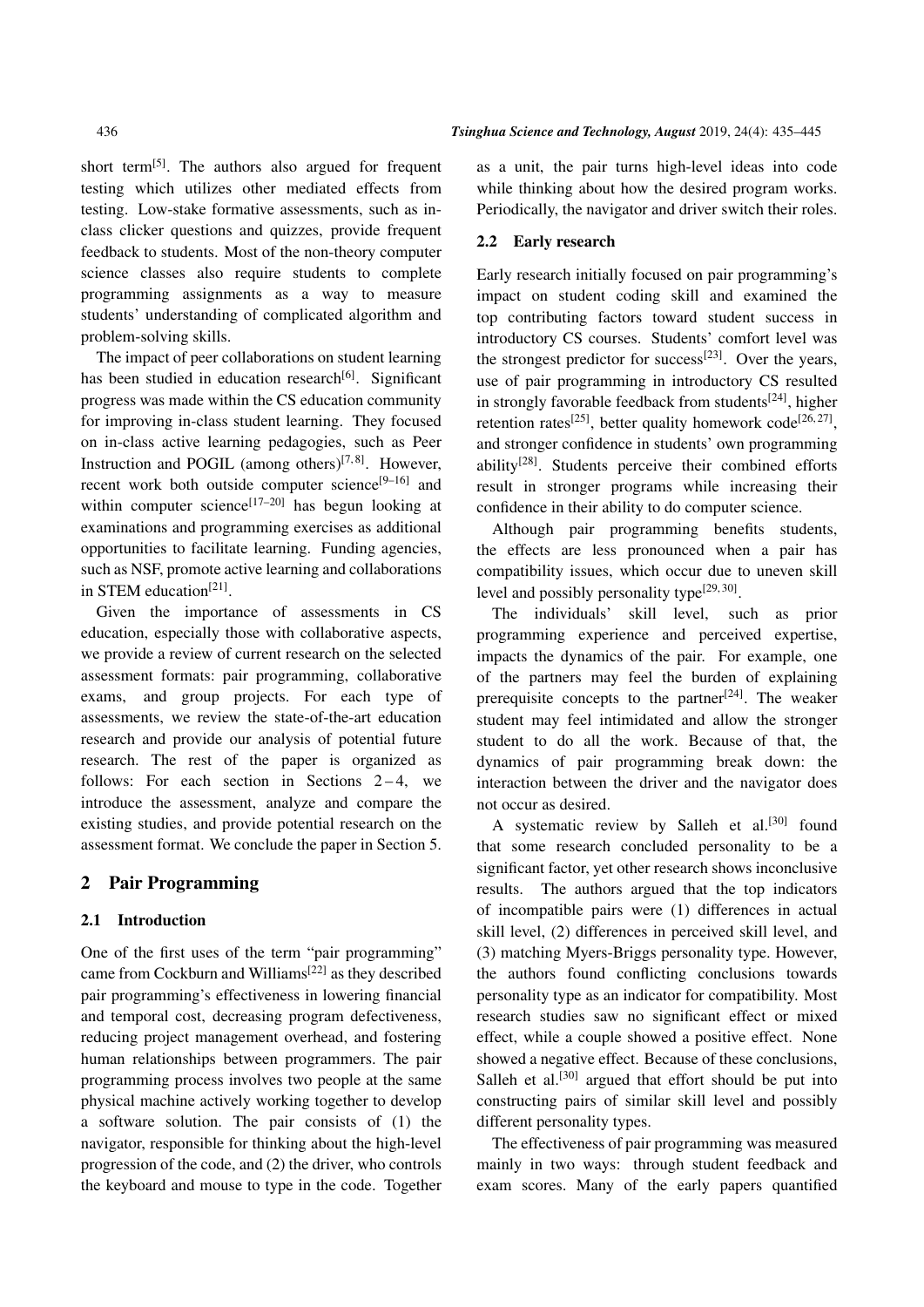short term[5]. The authors also argued for frequent testing which utilizes other mediated effects from testing. Low-stake formative assessments, such as in-class clicker questions and quizzes, provide frequent feedback to students. Most of the non-theory computer science classes also require students to complete programming assignments as a way to measure students' understanding of complicated algorithm and problem-solving skills.

The impact of peer collaborations on student learning has been studied in education research[6]. Significant progress was made within the CS education community for improving in-class student learning. They focused on in-class active learning pedagogies, such as Peer Instruction and POGIL (among others)[7, 8]. However, recent work both outside computer science[9–16] and within computer science[17–20] has begun looking at examinations and programming exercises as additional opportunities to facilitate learning. Funding agencies, such as NSF, promote active learning and collaborations in STEM education[21].

Given the importance of assessments in CS education, especially those with collaborative aspects, we provide a review of current research on the selected assessment formats: pair programming, collaborative exams, and group projects. For each type of assessments, we review the state-of-the-art education research and provide our analysis of potential future research. The rest of the paper is organized as follows: For each section in Sections 2 – 4, we introduce the assessment, analyze and compare the existing studies, and provide potential research on the assessment format. We conclude the paper in Section 5.

## 2 Pair Programming

### 2.1 Introduction

One of the first uses of the term "pair programming" came from Cockburn and Williams[22] as they described pair programming's effectiveness in lowering financial and temporal cost, decreasing program defectiveness, reducing project management overhead, and fostering human relationships between programmers. The pair programming process involves two people at the same physical machine actively working together to develop a software solution. The pair consists of (1) the navigator, responsible for thinking about the high-level progression of the code, and (2) the driver, who controls the keyboard and mouse to type in the code. Together as a unit, the pair turns high-level ideas into code while thinking about how the desired program works. Periodically, the navigator and driver switch their roles.

### 2.2 Early research

Early research initially focused on pair programming's impact on student coding skill and examined the top contributing factors toward student success in introductory CS courses. Students' comfort level was the strongest predictor for success[23]. Over the years, use of pair programming in introductory CS resulted in strongly favorable feedback from students[24], higher retention rates[25], better quality homework code[26, 27], and stronger confidence in students' own programming ability[28]. Students perceive their combined efforts result in stronger programs while increasing their confidence in their ability to do computer science.

Although pair programming benefits students, the effects are less pronounced when a pair has compatibility issues, which occur due to uneven skill level and possibly personality type[29, 30].

The individuals' skill level, such as prior programming experience and perceived expertise, impacts the dynamics of the pair. For example, one of the partners may feel the burden of explaining prerequisite concepts to the partner[24]. The weaker student may feel intimidated and allow the stronger student to do all the work. Because of that, the dynamics of pair programming break down: the interaction between the driver and the navigator does not occur as desired.

A systematic review by Salleh et al.[30] found that some research concluded personality to be a significant factor, yet other research shows inconclusive results. The authors argued that the top indicators of incompatible pairs were (1) differences in actual skill level, (2) differences in perceived skill level, and (3) matching Myers-Briggs personality type. However, the authors found conflicting conclusions towards personality type as an indicator for compatibility. Most research studies saw no significant effect or mixed effect, while a couple showed a positive effect. None showed a negative effect. Because of these conclusions, Salleh et al.[30] argued that effort should be put into constructing pairs of similar skill level and possibly different personality types.

The effectiveness of pair programming was measured mainly in two ways: through student feedback and exam scores. Many of the early papers quantified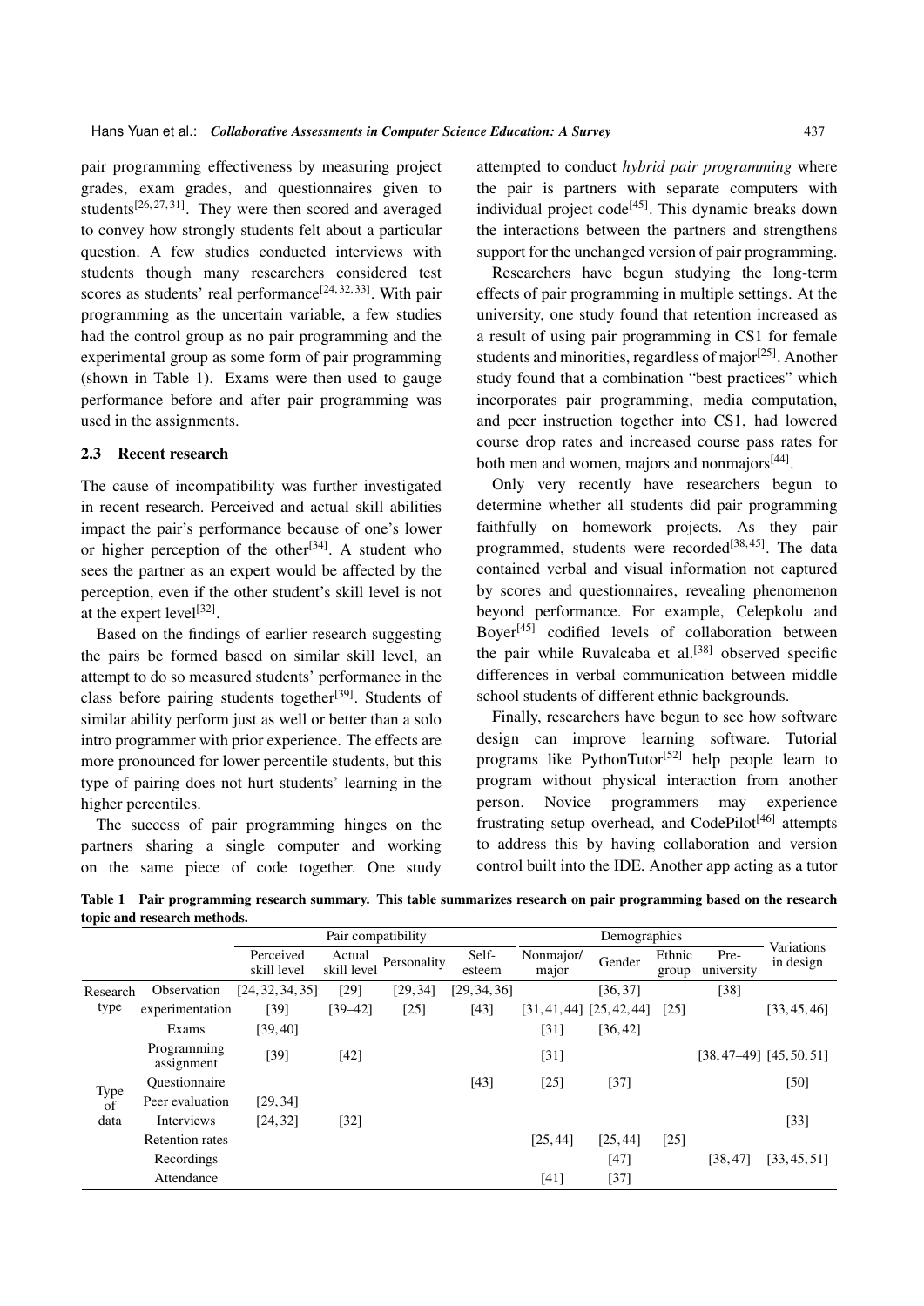pair programming effectiveness by measuring project grades, exam grades, and questionnaires given to students[26, 27, 31]. They were then scored and averaged to convey how strongly students felt about a particular question. A few studies conducted interviews with students though many researchers considered test scores as students' real performance[24, 32, 33]. With pair programming as the uncertain variable, a few studies had the control group as no pair programming and the experimental group as some form of pair programming (shown in Table 1). Exams were then used to gauge performance before and after pair programming was used in the assignments.

### 2.3 Recent research

The cause of incompatibility was further investigated in recent research. Perceived and actual skill abilities impact the pair's performance because of one's lower or higher perception of the other[34]. A student who sees the partner as an expert would be affected by the perception, even if the other student's skill level is not at the expert level[32].

Based on the findings of earlier research suggesting the pairs be formed based on similar skill level, an attempt to do so measured students' performance in the class before pairing students together[39]. Students of similar ability perform just as well or better than a solo intro programmer with prior experience. The effects are more pronounced for lower percentile students, but this type of pairing does not hurt students' learning in the higher percentiles.

The success of pair programming hinges on the partners sharing a single computer and working on the same piece of code together. One study attempted to conduct *hybrid pair programming* where the pair is partners with separate computers with individual project code[45]. This dynamic breaks down the interactions between the partners and strengthens support for the unchanged version of pair programming.

Researchers have begun studying the long-term effects of pair programming in multiple settings. At the university, one study found that retention increased as a result of using pair programming in CS1 for female students and minorities, regardless of major[25]. Another study found that a combination "best practices" which incorporates pair programming, media computation, and peer instruction together into CS1, had lowered course drop rates and increased course pass rates for both men and women, majors and nonmajors[44].

Only very recently have researchers begun to determine whether all students did pair programming faithfully on homework projects. As they pair programmed, students were recorded[38, 45]. The data contained verbal and visual information not captured by scores and questionnaires, revealing phenomenon beyond performance. For example, Celepkolu and Boyer[45] codified levels of collaboration between the pair while Ruvalcaba et al.[38] observed specific differences in verbal communication between middle school students of different ethnic backgrounds.

Finally, researchers have begun to see how software design can improve learning software. Tutorial programs like PythonTutor[52] help people learn to program without physical interaction from another person. Novice programmers may experience frustrating setup overhead, and CodePilot[46] attempts to address this by having collaboration and version control built into the IDE. Another app acting as a tutor

**Table 1 Pair programming research summary. This table summarizes research on pair programming based on the research topic and research methods.**

| | | Pair compatibility | | | | Demographics | | | | Variations in design |
|---|---|---|---|---|---|---|---|---|---|---|
| | | Perceived skill level | Actual skill level | Personality | Self-esteem | Nonmajor/major | Gender | Ethnic group | Pre-university | |
| Research type | Observation | [24, 32, 34, 35] | [29] | [29, 34] | [29, 34, 36] | | [36, 37] | | [38] | |
| | experimentation | [39] | [39–42] | [25] | [43] | [31, 41, 44] | [25, 42, 44] | [25] | | [33, 45, 46] |
| Type of data | Exams | [39, 40] | | | | [31] | [36, 42] | | | |
| | Programming assignment | [39] | [42] | | | [31] | | | [38, 47–49] | [45, 50, 51] |
| | Questionnaire | | | | [43] | [25] | [37] | | | [50] |
| | Peer evaluation | [29, 34] | | | | | | | | |
| | Interviews | [24, 32] | [32] | | | | | | | [33] |
| | Retention rates | | | | | [25, 44] | [25, 44] | [25] | | |
| | Recordings | | | | | | [47] | | [38, 47] | [33, 45, 51] |
| | Attendance | | | | | [41] | [37] | | | |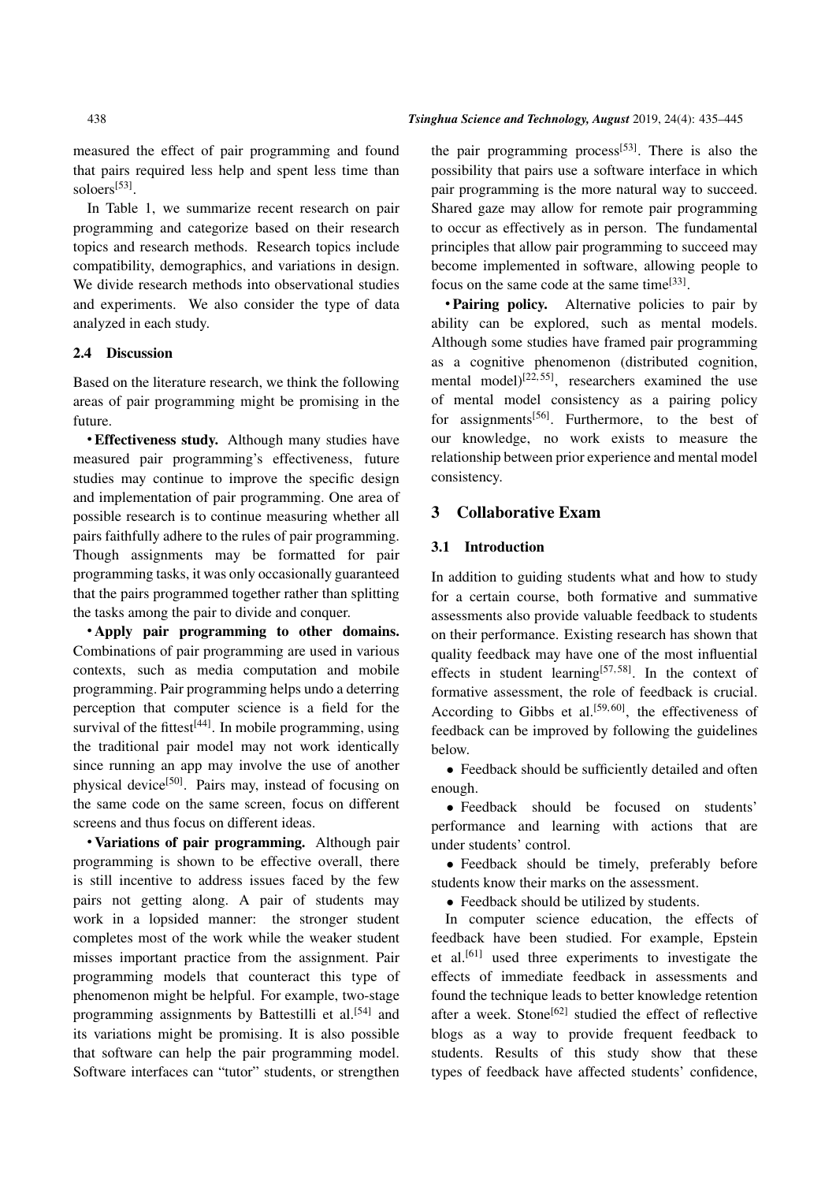measured the effect of pair programming and found that pairs required less help and spent less time than soloers[53].

In Table 1, we summarize recent research on pair programming and categorize based on their research topics and research methods. Research topics include compatibility, demographics, and variations in design. We divide research methods into observational studies and experiments. We also consider the type of data analyzed in each study.

### 2.4 Discussion

Based on the literature research, we think the following areas of pair programming might be promising in the future.

• **Effectiveness study.** Although many studies have measured pair programming's effectiveness, future studies may continue to improve the specific design and implementation of pair programming. One area of possible research is to continue measuring whether all pairs faithfully adhere to the rules of pair programming. Though assignments may be formatted for pair programming tasks, it was only occasionally guaranteed that the pairs programmed together rather than splitting the tasks among the pair to divide and conquer.

• **Apply pair programming to other domains.** Combinations of pair programming are used in various contexts, such as media computation and mobile programming. Pair programming helps undo a deterring perception that computer science is a field for the survival of the fittest[44]. In mobile programming, using the traditional pair model may not work identically since running an app may involve the use of another physical device[50]. Pairs may, instead of focusing on the same code on the same screen, focus on different screens and thus focus on different ideas.

• **Variations of pair programming.** Although pair programming is shown to be effective overall, there is still incentive to address issues faced by the few pairs not getting along. A pair of students may work in a lopsided manner: the stronger student completes most of the work while the weaker student misses important practice from the assignment. Pair programming models that counteract this type of phenomenon might be helpful. For example, two-stage programming assignments by Battestilli et al.[54] and its variations might be promising. It is also possible that software can help the pair programming model. Software interfaces can "tutor" students, or strengthen the pair programming process[53]. There is also the possibility that pairs use a software interface in which pair programming is the more natural way to succeed. Shared gaze may allow for remote pair programming to occur as effectively as in person. The fundamental principles that allow pair programming to succeed may become implemented in software, allowing people to focus on the same code at the same time[33].

• **Pairing policy.** Alternative policies to pair by ability can be explored, such as mental models. Although some studies have framed pair programming as a cognitive phenomenon (distributed cognition, mental model)[22,55], researchers examined the use of mental model consistency as a pairing policy for assignments[56]. Furthermore, to the best of our knowledge, no work exists to measure the relationship between prior experience and mental model consistency.

## 3 Collaborative Exam

### 3.1 Introduction

In addition to guiding students what and how to study for a certain course, both formative and summative assessments also provide valuable feedback to students on their performance. Existing research has shown that quality feedback may have one of the most influential effects in student learning[57,58]. In the context of formative assessment, the role of feedback is crucial. According to Gibbs et al.[59,60], the effectiveness of feedback can be improved by following the guidelines below.

- Feedback should be sufficiently detailed and often enough.
- Feedback should be focused on students' performance and learning with actions that are under students' control.
- Feedback should be timely, preferably before students know their marks on the assessment.
- Feedback should be utilized by students.

In computer science education, the effects of feedback have been studied. For example, Epstein et al.[61] used three experiments to investigate the effects of immediate feedback in assessments and found the technique leads to better knowledge retention after a week. Stone[62] studied the effect of reflective blogs as a way to provide frequent feedback to students. Results of this study show that these types of feedback have affected students' confidence,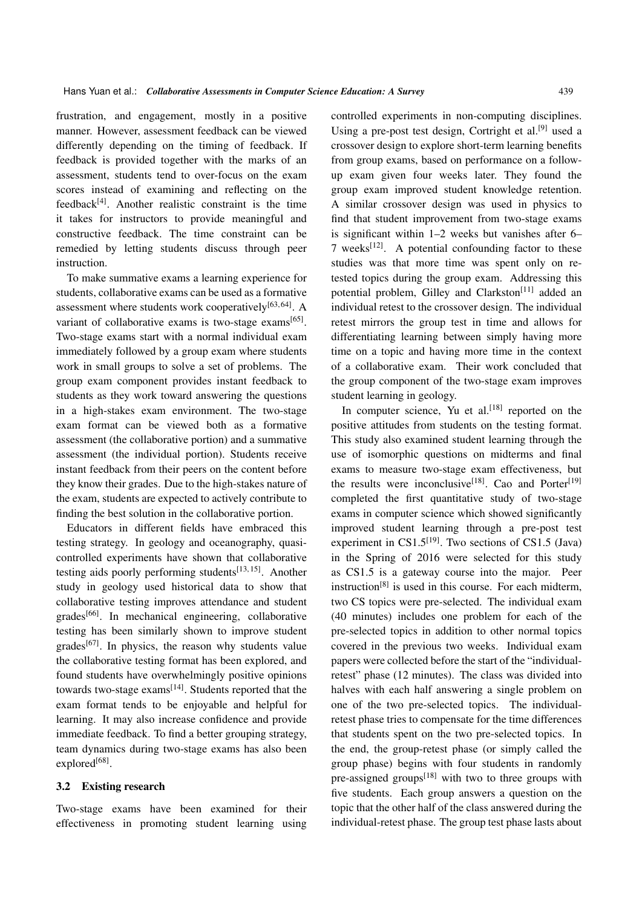frustration, and engagement, mostly in a positive manner. However, assessment feedback can be viewed differently depending on the timing of feedback. If feedback is provided together with the marks of an assessment, students tend to over-focus on the exam scores instead of examining and reflecting on the feedback[4]. Another realistic constraint is the time it takes for instructors to provide meaningful and constructive feedback. The time constraint can be remedied by letting students discuss through peer instruction.

To make summative exams a learning experience for students, collaborative exams can be used as a formative assessment where students work cooperatively[63,64]. A variant of collaborative exams is two-stage exams[65]. Two-stage exams start with a normal individual exam immediately followed by a group exam where students work in small groups to solve a set of problems. The group exam component provides instant feedback to students as they work toward answering the questions in a high-stakes exam environment. The two-stage exam format can be viewed both as a formative assessment (the collaborative portion) and a summative assessment (the individual portion). Students receive instant feedback from their peers on the content before they know their grades. Due to the high-stakes nature of the exam, students are expected to actively contribute to finding the best solution in the collaborative portion.

Educators in different fields have embraced this testing strategy. In geology and oceanography, quasi-controlled experiments have shown that collaborative testing aids poorly performing students[13,15]. Another study in geology used historical data to show that collaborative testing improves attendance and student grades[66]. In mechanical engineering, collaborative testing has been similarly shown to improve student grades[67]. In physics, the reason why students value the collaborative testing format has been explored, and found students have overwhelmingly positive opinions towards two-stage exams[14]. Students reported that the exam format tends to be enjoyable and helpful for learning. It may also increase confidence and provide immediate feedback. To find a better grouping strategy, team dynamics during two-stage exams has also been explored[68].

### 3.2 Existing research

Two-stage exams have been examined for their effectiveness in promoting student learning using controlled experiments in non-computing disciplines. Using a pre-post test design, Cortright et al.[9] used a crossover design to explore short-term learning benefits from group exams, based on performance on a follow-up exam given four weeks later. They found the group exam improved student knowledge retention. A similar crossover design was used in physics to find that student improvement from two-stage exams is significant within 1–2 weeks but vanishes after 6–7 weeks[12]. A potential confounding factor to these studies was that more time was spent only on re-tested topics during the group exam. Addressing this potential problem, Gilley and Clarkston[11] added an individual retest to the crossover design. The individual retest mirrors the group test in time and allows for differentiating learning between simply having more time on a topic and having more time in the context of a collaborative exam. Their work concluded that the group component of the two-stage exam improves student learning in geology.

In computer science, Yu et al.[18] reported on the positive attitudes from students on the testing format. This study also examined student learning through the use of isomorphic questions on midterms and final exams to measure two-stage exam effectiveness, but the results were inconclusive[18]. Cao and Porter[19] completed the first quantitative study of two-stage exams in computer science which showed significantly improved student learning through a pre-post test experiment in CS1.5[19]. Two sections of CS1.5 (Java) in the Spring of 2016 were selected for this study as CS1.5 is a gateway course into the major. Peer instruction[8] is used in this course. For each midterm, two CS topics were pre-selected. The individual exam (40 minutes) includes one problem for each of the pre-selected topics in addition to other normal topics covered in the previous two weeks. Individual exam papers were collected before the start of the "individual-retest" phase (12 minutes). The class was divided into halves with each half answering a single problem on one of the two pre-selected topics. The individual-retest phase tries to compensate for the time differences that students spent on the two pre-selected topics. In the end, the group-retest phase (or simply called the group phase) begins with four students in randomly pre-assigned groups[18] with two to three groups with five students. Each group answers a question on the topic that the other half of the class answered during the individual-retest phase. The group test phase lasts about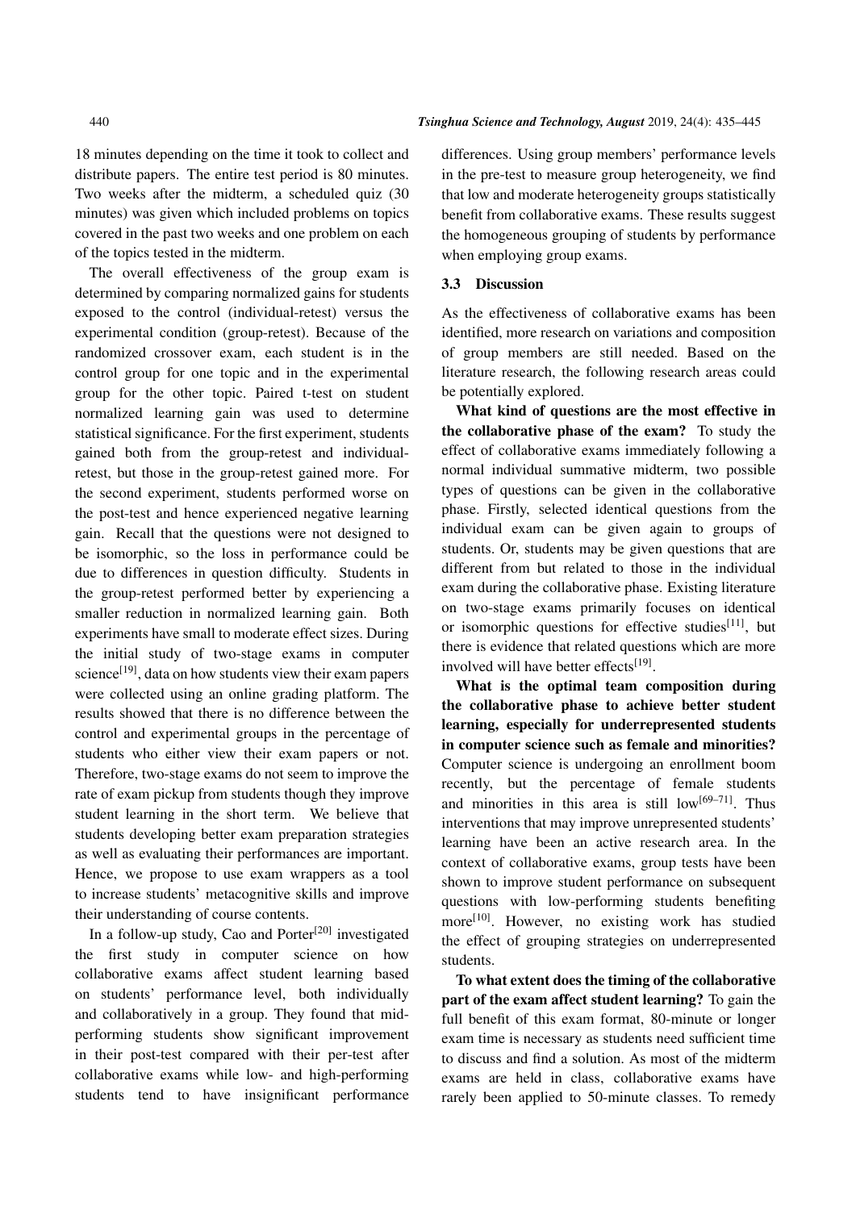18 minutes depending on the time it took to collect and distribute papers. The entire test period is 80 minutes. Two weeks after the midterm, a scheduled quiz (30 minutes) was given which included problems on topics covered in the past two weeks and one problem on each of the topics tested in the midterm.

The overall effectiveness of the group exam is determined by comparing normalized gains for students exposed to the control (individual-retest) versus the experimental condition (group-retest). Because of the randomized crossover exam, each student is in the control group for one topic and in the experimental group for the other topic. Paired t-test on student normalized learning gain was used to determine statistical significance. For the first experiment, students gained both from the group-retest and individual-retest, but those in the group-retest gained more. For the second experiment, students performed worse on the post-test and hence experienced negative learning gain. Recall that the questions were not designed to be isomorphic, so the loss in performance could be due to differences in question difficulty. Students in the group-retest performed better by experiencing a smaller reduction in normalized learning gain. Both experiments have small to moderate effect sizes. During the initial study of two-stage exams in computer science[19], data on how students view their exam papers were collected using an online grading platform. The results showed that there is no difference between the control and experimental groups in the percentage of students who either view their exam papers or not. Therefore, two-stage exams do not seem to improve the rate of exam pickup from students though they improve student learning in the short term. We believe that students developing better exam preparation strategies as well as evaluating their performances are important. Hence, we propose to use exam wrappers as a tool to increase students' metacognitive skills and improve their understanding of course contents.

In a follow-up study, Cao and Porter[20] investigated the first study in computer science on how collaborative exams affect student learning based on students' performance level, both individually and collaboratively in a group. They found that mid-performing students show significant improvement in their post-test compared with their per-test after collaborative exams while low- and high-performing students tend to have insignificant performance differences. Using group members' performance levels in the pre-test to measure group heterogeneity, we find that low and moderate heterogeneity groups statistically benefit from collaborative exams. These results suggest the homogeneous grouping of students by performance when employing group exams.

### 3.3 Discussion

As the effectiveness of collaborative exams has been identified, more research on variations and composition of group members are still needed. Based on the literature research, the following research areas could be potentially explored.

**What kind of questions are the most effective in the collaborative phase of the exam?** To study the effect of collaborative exams immediately following a normal individual summative midterm, two possible types of questions can be given in the collaborative phase. Firstly, selected identical questions from the individual exam can be given again to groups of students. Or, students may be given questions that are different from but related to those in the individual exam during the collaborative phase. Existing literature on two-stage exams primarily focuses on identical or isomorphic questions for effective studies[11], but there is evidence that related questions which are more involved will have better effects[19].

**What is the optimal team composition during the collaborative phase to achieve better student learning, especially for underrepresented students in computer science such as female and minorities?** Computer science is undergoing an enrollment boom recently, but the percentage of female students and minorities in this area is still low[69–71]. Thus interventions that may improve unrepresented students' learning have been an active research area. In the context of collaborative exams, group tests have been shown to improve student performance on subsequent questions with low-performing students benefiting more[10]. However, no existing work has studied the effect of grouping strategies on underrepresented students.

**To what extent does the timing of the collaborative part of the exam affect student learning?** To gain the full benefit of this exam format, 80-minute or longer exam time is necessary as students need sufficient time to discuss and find a solution. As most of the midterm exams are held in class, collaborative exams have rarely been applied to 50-minute classes. To remedy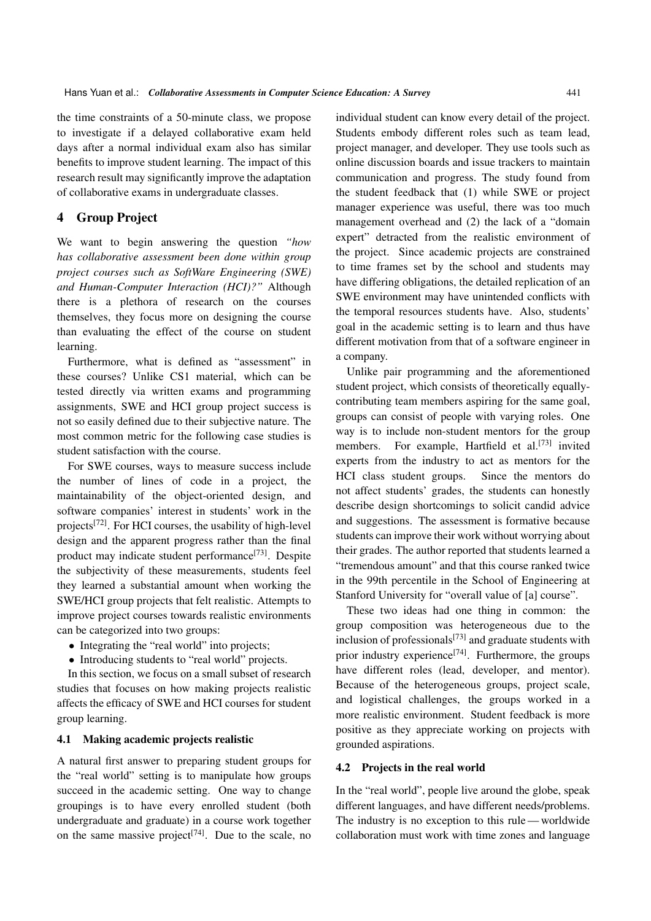the time constraints of a 50-minute class, we propose to investigate if a delayed collaborative exam held days after a normal individual exam also has similar benefits to improve student learning. The impact of this research result may significantly improve the adaptation of collaborative exams in undergraduate classes.

## 4 Group Project

We want to begin answering the question *"how has collaborative assessment been done within group project courses such as SoftWare Engineering (SWE) and Human-Computer Interaction (HCI)?"* Although there is a plethora of research on the courses themselves, they focus more on designing the course than evaluating the effect of the course on student learning.

Furthermore, what is defined as "assessment" in these courses? Unlike CS1 material, which can be tested directly via written exams and programming assignments, SWE and HCI group project success is not so easily defined due to their subjective nature. The most common metric for the following case studies is student satisfaction with the course.

For SWE courses, ways to measure success include the number of lines of code in a project, the maintainability of the object-oriented design, and software companies' interest in students' work in the projects[72]. For HCI courses, the usability of high-level design and the apparent progress rather than the final product may indicate student performance[73]. Despite the subjectivity of these measurements, students feel they learned a substantial amount when working the SWE/HCI group projects that felt realistic. Attempts to improve project courses towards realistic environments can be categorized into two groups:

- Integrating the "real world" into projects;
- Introducing students to "real world" projects.

In this section, we focus on a small subset of research studies that focuses on how making projects realistic affects the efficacy of SWE and HCI courses for student group learning.

### 4.1 Making academic projects realistic

A natural first answer to preparing student groups for the "real world" setting is to manipulate how groups succeed in the academic setting. One way to change groupings is to have every enrolled student (both undergraduate and graduate) in a course work together on the same massive project[74]. Due to the scale, no individual student can know every detail of the project. Students embody different roles such as team lead, project manager, and developer. They use tools such as online discussion boards and issue trackers to maintain communication and progress. The study found from the student feedback that (1) while SWE or project manager experience was useful, there was too much management overhead and (2) the lack of a "domain expert" detracted from the realistic environment of the project. Since academic projects are constrained to time frames set by the school and students may have differing obligations, the detailed replication of an SWE environment may have unintended conflicts with the temporal resources students have. Also, students' goal in the academic setting is to learn and thus have different motivation from that of a software engineer in a company.

Unlike pair programming and the aforementioned student project, which consists of theoretically equally-contributing team members aspiring for the same goal, groups can consist of people with varying roles. One way is to include non-student mentors for the group members. For example, Hartfield et al.[73] invited experts from the industry to act as mentors for the HCI class student groups. Since the mentors do not affect students' grades, the students can honestly describe design shortcomings to solicit candid advice and suggestions. The assessment is formative because students can improve their work without worrying about their grades. The author reported that students learned a "tremendous amount" and that this course ranked twice in the 99th percentile in the School of Engineering at Stanford University for "overall value of [a] course".

These two ideas had one thing in common: the group composition was heterogeneous due to the inclusion of professionals[73] and graduate students with prior industry experience[74]. Furthermore, the groups have different roles (lead, developer, and mentor). Because of the heterogeneous groups, project scale, and logistical challenges, the groups worked in a more realistic environment. Student feedback is more positive as they appreciate working on projects with grounded aspirations.

### 4.2 Projects in the real world

In the "real world", people live around the globe, speak different languages, and have different needs/problems. The industry is no exception to this rule — worldwide collaboration must work with time zones and language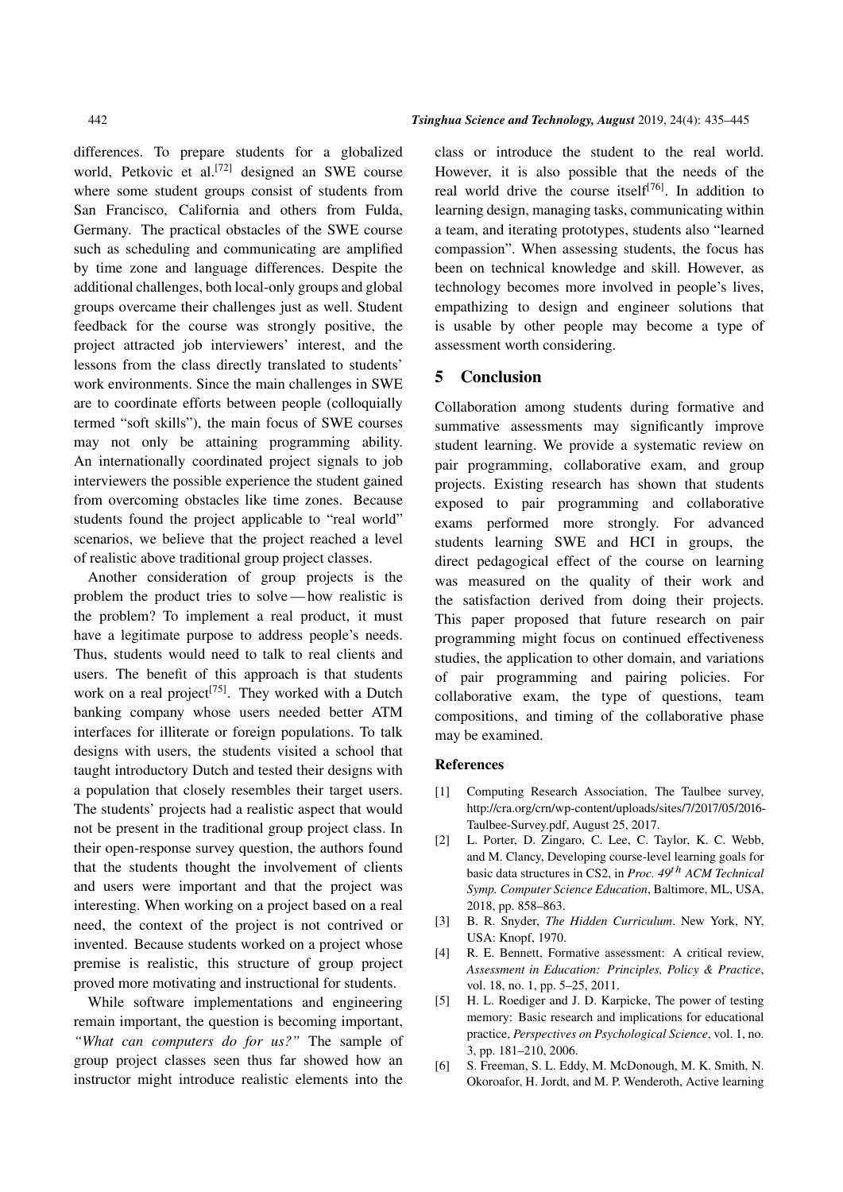differences. To prepare students for a globalized world, Petkovic et al.[72] designed an SWE course where some student groups consist of students from San Francisco, California and others from Fulda, Germany. The practical obstacles of the SWE course such as scheduling and communicating are amplified by time zone and language differences. Despite the additional challenges, both local-only groups and global groups overcame their challenges just as well. Student feedback for the course was strongly positive, the project attracted job interviewers' interest, and the lessons from the class directly translated to students' work environments. Since the main challenges in SWE are to coordinate efforts between people (colloquially termed "soft skills"), the main focus of SWE courses may not only be attaining programming ability. An internationally coordinated project signals to job interviewers the possible experience the student gained from overcoming obstacles like time zones. Because students found the project applicable to "real world" scenarios, we believe that the project reached a level of realistic above traditional group project classes.

Another consideration of group projects is the problem the product tries to solve — how realistic is the problem? To implement a real product, it must have a legitimate purpose to address people's needs. Thus, students would need to talk to real clients and users. The benefit of this approach is that students work on a real project[75]. They worked with a Dutch banking company whose users needed better ATM interfaces for illiterate or foreign populations. To talk designs with users, the students visited a school that taught introductory Dutch and tested their designs with a population that closely resembles their target users. The students' projects had a realistic aspect that would not be present in the traditional group project class. In their open-response survey question, the authors found that the students thought the involvement of clients and users were important and that the project was interesting. When working on a project based on a real need, the context of the project is not contrived or invented. Because students worked on a project whose premise is realistic, this structure of group project proved more motivating and instructional for students.

While software implementations and engineering remain important, the question is becoming important, *"What can computers do for us?"* The sample of group project classes seen thus far showed how an instructor might introduce realistic elements into the class or introduce the student to the real world. However, it is also possible that the needs of the real world drive the course itself[76]. In addition to learning design, managing tasks, communicating within a team, and iterating prototypes, students also "learned compassion". When assessing students, the focus has been on technical knowledge and skill. However, as technology becomes more involved in people's lives, empathizing to design and engineer solutions that is usable by other people may become a type of assessment worth considering.

## 5 Conclusion

Collaboration among students during formative and summative assessments may significantly improve student learning. We provide a systematic review on pair programming, collaborative exam, and group projects. Existing research has shown that students exposed to pair programming and collaborative exams performed more strongly. For advanced students learning SWE and HCI in groups, the direct pedagogical effect of the course on learning was measured on the quality of their work and the satisfaction derived from doing their projects. This paper proposed that future research on pair programming might focus on continued effectiveness studies, the application to other domain, and variations of pair programming and pairing policies. For collaborative exam, the type of questions, team compositions, and timing of the collaborative phase may be examined.

### References

[1] Computing Research Association, The Taulbee survey, http://cra.org/crn/wp-content/uploads/sites/7/2017/05/2016-Taulbee-Survey.pdf, August 25, 2017.

[2] L. Porter, D. Zingaro, C. Lee, C. Taylor, K. C. Webb, and M. Clancy, Developing course-level learning goals for basic data structures in CS2, in *Proc. 49th ACM Technical Symp. Computer Science Education*, Baltimore, ML, USA, 2018, pp. 858–863.

[3] B. R. Snyder, *The Hidden Curriculum*. New York, NY, USA: Knopf, 1970.

[4] R. E. Bennett, Formative assessment: A critical review, *Assessment in Education: Principles, Policy & Practice*, vol. 18, no. 1, pp. 5–25, 2011.

[5] H. L. Roediger and J. D. Karpicke, The power of testing memory: Basic research and implications for educational practice, *Perspectives on Psychological Science*, vol. 1, no. 3, pp. 181–210, 2006.

[6] S. Freeman, S. L. Eddy, M. McDonough, M. K. Smith, N. Okoroafor, H. Jordt, and M. P. Wenderoth, Active learning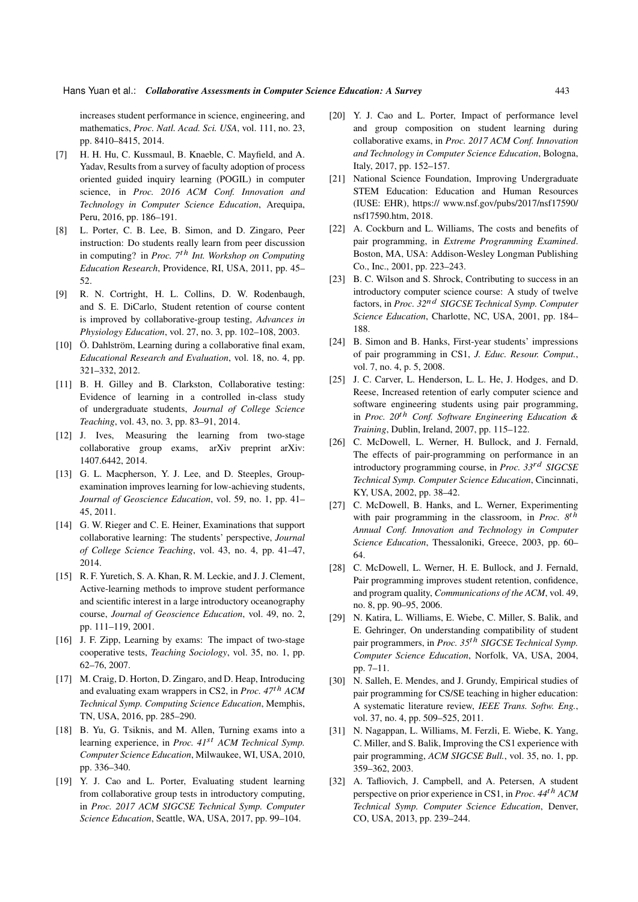increases student performance in science, engineering, and mathematics, *Proc. Natl. Acad. Sci. USA*, vol. 111, no. 23, pp. 8410–8415, 2014.

[7] H. H. Hu, C. Kussmaul, B. Knaeble, C. Mayfield, and A. Yadav, Results from a survey of faculty adoption of process oriented guided inquiry learning (POGIL) in computer science, in *Proc. 2016 ACM Conf. Innovation and Technology in Computer Science Education*, Arequipa, Peru, 2016, pp. 186–191.

[8] L. Porter, C. B. Lee, B. Simon, and D. Zingaro, Peer instruction: Do students really learn from peer discussion in computing? in *Proc. 7th Int. Workshop on Computing Education Research*, Providence, RI, USA, 2011, pp. 45–52.

[9] R. N. Cortright, H. L. Collins, D. W. Rodenbaugh, and S. E. DiCarlo, Student retention of course content is improved by collaborative-group testing, *Advances in Physiology Education*, vol. 27, no. 3, pp. 102–108, 2003.

[10] Ö. Dahlström, Learning during a collaborative final exam, *Educational Research and Evaluation*, vol. 18, no. 4, pp. 321–332, 2012.

[11] B. H. Gilley and B. Clarkston, Collaborative testing: Evidence of learning in a controlled in-class study of undergraduate students, *Journal of College Science Teaching*, vol. 43, no. 3, pp. 83–91, 2014.

[12] J. Ives, Measuring the learning from two-stage collaborative group exams, arXiv preprint arXiv: 1407.6442, 2014.

[13] G. L. Macpherson, Y. J. Lee, and D. Steeples, Group-examination improves learning for low-achieving students, *Journal of Geoscience Education*, vol. 59, no. 1, pp. 41–45, 2011.

[14] G. W. Rieger and C. E. Heiner, Examinations that support collaborative learning: The students' perspective, *Journal of College Science Teaching*, vol. 43, no. 4, pp. 41–47, 2014.

[15] R. F. Yuretich, S. A. Khan, R. M. Leckie, and J. J. Clement, Active-learning methods to improve student performance and scientific interest in a large introductory oceanography course, *Journal of Geoscience Education*, vol. 49, no. 2, pp. 111–119, 2001.

[16] J. F. Zipp, Learning by exams: The impact of two-stage cooperative tests, *Teaching Sociology*, vol. 35, no. 1, pp. 62–76, 2007.

[17] M. Craig, D. Horton, D. Zingaro, and D. Heap, Introducing and evaluating exam wrappers in CS2, in *Proc. 47th ACM Technical Symp. Computing Science Education*, Memphis, TN, USA, 2016, pp. 285–290.

[18] B. Yu, G. Tsiknis, and M. Allen, Turning exams into a learning experience, in *Proc. 41st ACM Technical Symp. Computer Science Education*, Milwaukee, WI, USA, 2010, pp. 336–340.

[19] Y. J. Cao and L. Porter, Evaluating student learning from collaborative group tests in introductory computing, in *Proc. 2017 ACM SIGCSE Technical Symp. Computer Science Education*, Seattle, WA, USA, 2017, pp. 99–104.

[20] Y. J. Cao and L. Porter, Impact of performance level and group composition on student learning during collaborative exams, in *Proc. 2017 ACM Conf. Innovation and Technology in Computer Science Education*, Bologna, Italy, 2017, pp. 152–157.

[21] National Science Foundation, Improving Undergraduate STEM Education: Education and Human Resources (IUSE: EHR), https:// www.nsf.gov/pubs/2017/nsf17590/ nsf17590.htm, 2018.

[22] A. Cockburn and L. Williams, The costs and benefits of pair programming, in *Extreme Programming Examined*. Boston, MA, USA: Addison-Wesley Longman Publishing Co., Inc., 2001, pp. 223–243.

[23] B. C. Wilson and S. Shrock, Contributing to success in an introductory computer science course: A study of twelve factors, in *Proc. 32nd SIGCSE Technical Symp. Computer Science Education*, Charlotte, NC, USA, 2001, pp. 184–188.

[24] B. Simon and B. Hanks, First-year students' impressions of pair programming in CS1, *J. Educ. Resour. Comput.*, vol. 7, no. 4, p. 5, 2008.

[25] J. C. Carver, L. Henderson, L. L. He, J. Hodges, and D. Reese, Increased retention of early computer science and software engineering students using pair programming, in *Proc. 20th Conf. Software Engineering Education & Training*, Dublin, Ireland, 2007, pp. 115–122.

[26] C. McDowell, L. Werner, H. Bullock, and J. Fernald, The effects of pair-programming on performance in an introductory programming course, in *Proc. 33rd SIGCSE Technical Symp. Computer Science Education*, Cincinnati, KY, USA, 2002, pp. 38–42.

[27] C. McDowell, B. Hanks, and L. Werner, Experimenting with pair programming in the classroom, in *Proc. 8th Annual Conf. Innovation and Technology in Computer Science Education*, Thessaloniki, Greece, 2003, pp. 60–64.

[28] C. McDowell, L. Werner, H. E. Bullock, and J. Fernald, Pair programming improves student retention, confidence, and program quality, *Communications of the ACM*, vol. 49, no. 8, pp. 90–95, 2006.

[29] N. Katira, L. Williams, E. Wiebe, C. Miller, S. Balik, and E. Gehringer, On understanding compatibility of student pair programmers, in *Proc. 35th SIGCSE Technical Symp. Computer Science Education*, Norfolk, VA, USA, 2004, pp. 7–11.

[30] N. Salleh, E. Mendes, and J. Grundy, Empirical studies of pair programming for CS/SE teaching in higher education: A systematic literature review, *IEEE Trans. Softw. Eng.*, vol. 37, no. 4, pp. 509–525, 2011.

[31] N. Nagappan, L. Williams, M. Ferzli, E. Wiebe, K. Yang, C. Miller, and S. Balik, Improving the CS1 experience with pair programming, *ACM SIGCSE Bull.*, vol. 35, no. 1, pp. 359–362, 2003.

[32] A. Tafliovich, J. Campbell, and A. Petersen, A student perspective on prior experience in CS1, in *Proc. 44th ACM Technical Symp. Computer Science Education*, Denver, CO, USA, 2013, pp. 239–244.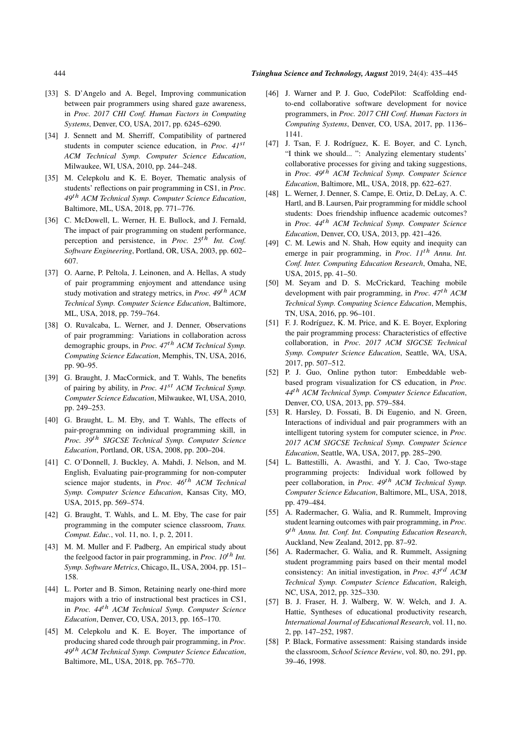[33] S. D'Angelo and A. Begel, Improving communication between pair programmers using shared gaze awareness, in *Proc. 2017 CHI Conf. Human Factors in Computing Systems*, Denver, CO, USA, 2017, pp. 6245–6290.

[34] J. Sennett and M. Sherriff, Compatibility of partnered students in computer science education, in *Proc. 41st ACM Technical Symp. Computer Science Education*, Milwaukee, WI, USA, 2010, pp. 244–248.

[35] M. Celepkolu and K. E. Boyer, Thematic analysis of students' reflections on pair programming in CS1, in *Proc. 49th ACM Technical Symp. Computer Science Education*, Baltimore, ML, USA, 2018, pp. 771–776.

[36] C. McDowell, L. Werner, H. E. Bullock, and J. Fernald, The impact of pair programming on student performance, perception and persistence, in *Proc. 25th Int. Conf. Software Engineering*, Portland, OR, USA, 2003, pp. 602–607.

[37] O. Aarne, P. Peltola, J. Leinonen, and A. Hellas, A study of pair programming enjoyment and attendance using study motivation and strategy metrics, in *Proc. 49th ACM Technical Symp. Computer Science Education*, Baltimore, ML, USA, 2018, pp. 759–764.

[38] O. Ruvalcaba, L. Werner, and J. Denner, Observations of pair programming: Variations in collaboration across demographic groups, in *Proc. 47th ACM Technical Symp. Computing Science Education*, Memphis, TN, USA, 2016, pp. 90–95.

[39] G. Braught, J. MacCormick, and T. Wahls, The benefits of pairing by ability, in *Proc. 41st ACM Technical Symp. Computer Science Education*, Milwaukee, WI, USA, 2010, pp. 249–253.

[40] G. Braught, L. M. Eby, and T. Wahls, The effects of pair-programming on individual programming skill, in *Proc. 39th SIGCSE Technical Symp. Computer Science Education*, Portland, OR, USA, 2008, pp. 200–204.

[41] C. O'Donnell, J. Buckley, A. Mahdi, J. Nelson, and M. English, Evaluating pair-programming for non-computer science major students, in *Proc. 46th ACM Technical Symp. Computer Science Education*, Kansas City, MO, USA, 2015, pp. 569–574.

[42] G. Braught, T. Wahls, and L. M. Eby, The case for pair programming in the computer science classroom, *Trans. Comput. Educ.*, vol. 11, no. 1, p. 2, 2011.

[43] M. M. Muller and F. Padberg, An empirical study about the feelgood factor in pair programming, in *Proc. 10th Int. Symp. Software Metrics*, Chicago, IL, USA, 2004, pp. 151–158.

[44] L. Porter and B. Simon, Retaining nearly one-third more majors with a trio of instructional best practices in CS1, in *Proc. 44th ACM Technical Symp. Computer Science Education*, Denver, CO, USA, 2013, pp. 165–170.

[45] M. Celepkolu and K. E. Boyer, The importance of producing shared code through pair programming, in *Proc. 49th ACM Technical Symp. Computer Science Education*, Baltimore, ML, USA, 2018, pp. 765–770.

[46] J. Warner and P. J. Guo, CodePilot: Scaffolding end-to-end collaborative software development for novice programmers, in *Proc. 2017 CHI Conf. Human Factors in Computing Systems*, Denver, CO, USA, 2017, pp. 1136–1141.

[47] J. Tsan, F. J. Rodríguez, K. E. Boyer, and C. Lynch, "I think we should... ": Analyzing elementary students' collaborative processes for giving and taking suggestions, in *Proc. 49th ACM Technical Symp. Computer Science Education*, Baltimore, ML, USA, 2018, pp. 622–627.

[48] L. Werner, J. Denner, S. Campe, E. Ortiz, D. DeLay, A. C. Hartl, and B. Laursen, Pair programming for middle school students: Does friendship influence academic outcomes? in *Proc. 44th ACM Technical Symp. Computer Science Education*, Denver, CO, USA, 2013, pp. 421–426.

[49] C. M. Lewis and N. Shah, How equity and inequity can emerge in pair programming, in *Proc. 11th Annu. Int. Conf. Inter. Computing Education Research*, Omaha, NE, USA, 2015, pp. 41–50.

[50] M. Seyam and D. S. McCrickard, Teaching mobile development with pair programming, in *Proc. 47th ACM Technical Symp. Computing Science Education*, Memphis, TN, USA, 2016, pp. 96–101.

[51] F. J. Rodríguez, K. M. Price, and K. E. Boyer, Exploring the pair programming process: Characteristics of effective collaboration, in *Proc. 2017 ACM SIGCSE Technical Symp. Computer Science Education*, Seattle, WA, USA, 2017, pp. 507–512.

[52] P. J. Guo, Online python tutor: Embeddable web-based program visualization for CS education, in *Proc. 44th ACM Technical Symp. Computer Science Education*, Denver, CO, USA, 2013, pp. 579–584.

[53] R. Harsley, D. Fossati, B. Di Eugenio, and N. Green, Interactions of individual and pair programmers with an intelligent tutoring system for computer science, in *Proc. 2017 ACM SIGCSE Technical Symp. Computer Science Education*, Seattle, WA, USA, 2017, pp. 285–290.

[54] L. Battestilli, A. Awasthi, and Y. J. Cao, Two-stage programming projects: Individual work followed by peer collaboration, in *Proc. 49th ACM Technical Symp. Computer Science Education*, Baltimore, ML, USA, 2018, pp. 479–484.

[55] A. Radermacher, G. Walia, and R. Rummelt, Improving student learning outcomes with pair programming, in *Proc. 9th Annu. Int. Conf. Int. Computing Education Research*, Auckland, New Zealand, 2012, pp. 87–92.

[56] A. Radermacher, G. Walia, and R. Rummelt, Assigning student programming pairs based on their mental model consistency: An initial investigation, in *Proc. 43rd ACM Technical Symp. Computer Science Education*, Raleigh, NC, USA, 2012, pp. 325–330.

[57] B. J. Fraser, H. J. Walberg, W. W. Welch, and J. A. Hattie, Syntheses of educational productivity research, *International Journal of Educational Research*, vol. 11, no. 2, pp. 147–252, 1987.

[58] P. Black, Formative assessment: Raising standards inside the classroom, *School Science Review*, vol. 80, no. 291, pp. 39–46, 1998.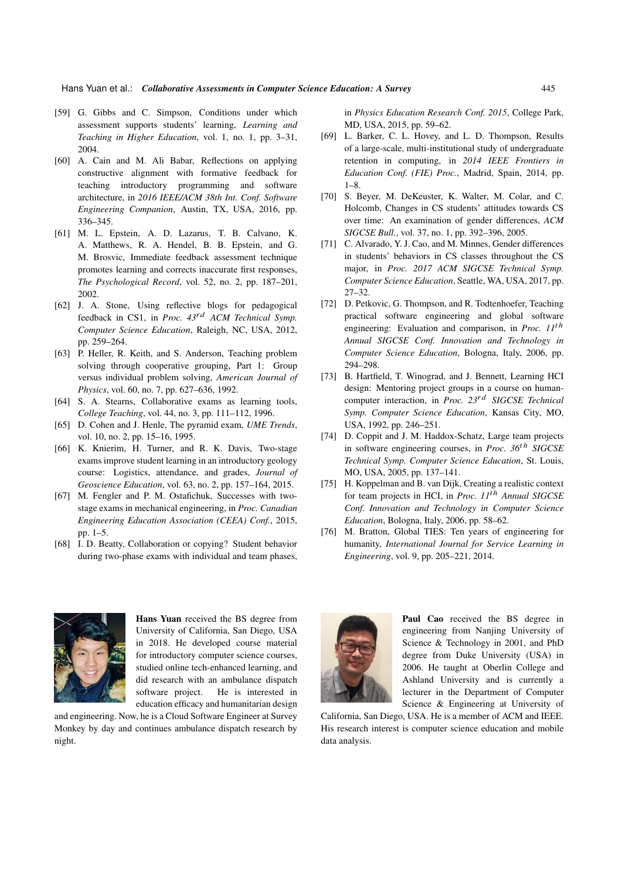[59] G. Gibbs and C. Simpson, Conditions under which assessment supports students' learning, *Learning and Teaching in Higher Education*, vol. 1, no. 1, pp. 3–31, 2004.

[60] A. Cain and M. Ali Babar, Reflections on applying constructive alignment with formative feedback for teaching introductory programming and software architecture, in *2016 IEEE/ACM 38th Int. Conf. Software Engineering Companion*, Austin, TX, USA, 2016, pp. 336–345.

[61] M. L. Epstein, A. D. Lazarus, T. B. Calvano, K. A. Matthews, R. A. Hendel, B. B. Epstein, and G. M. Brosvic, Immediate feedback assessment technique promotes learning and corrects inaccurate first responses, *The Psychological Record*, vol. 52, no. 2, pp. 187–201, 2002.

[62] J. A. Stone, Using reflective blogs for pedagogical feedback in CS1, in *Proc. 43rd ACM Technical Symp. Computer Science Education*, Raleigh, NC, USA, 2012, pp. 259–264.

[63] P. Heller, R. Keith, and S. Anderson, Teaching problem solving through cooperative grouping, Part 1: Group versus individual problem solving, *American Journal of Physics*, vol. 60, no. 7, pp. 627–636, 1992.

[64] S. A. Stearns, Collaborative exams as learning tools, *College Teaching*, vol. 44, no. 3, pp. 111–112, 1996.

[65] D. Cohen and J. Henle, The pyramid exam, *UME Trends*, vol. 10, no. 2, pp. 15–16, 1995.

[66] K. Knierim, H. Turner, and R. K. Davis, Two-stage exams improve student learning in an introductory geology course: Logistics, attendance, and grades, *Journal of Geoscience Education*, vol. 63, no. 2, pp. 157–164, 2015.

[67] M. Fengler and P. M. Ostafichuk, Successes with two-stage exams in mechanical engineering, in *Proc. Canadian Engineering Education Association (CEEA) Conf.*, 2015, pp. 1–5.

[68] I. D. Beatty, Collaboration or copying? Student behavior during two-phase exams with individual and team phases, in *Physics Education Research Conf. 2015*, College Park, MD, USA, 2015, pp. 59–62.

[69] L. Barker, C. L. Hovey, and L. D. Thompson, Results of a large-scale, multi-institutional study of undergraduate retention in computing, in *2014 IEEE Frontiers in Education Conf. (FIE) Proc.*, Madrid, Spain, 2014, pp. 1–8.

[70] S. Beyer, M. DeKeuster, K. Walter, M. Colar, and C. Holcomb, Changes in CS students' attitudes towards CS over time: An examination of gender differences, *ACM SIGCSE Bull.*, vol. 37, no. 1, pp. 392–396, 2005.

[71] C. Alvarado, Y. J. Cao, and M. Minnes, Gender differences in students' behaviors in CS classes throughout the CS major, in *Proc. 2017 ACM SIGCSE Technical Symp. Computer Science Education*, Seattle, WA, USA, 2017, pp. 27–32.

[72] D. Petkovic, G. Thompson, and R. Todtenhoefer, Teaching practical software engineering and global software engineering: Evaluation and comparison, in *Proc. 11th Annual SIGCSE Conf. Innovation and Technology in Computer Science Education*, Bologna, Italy, 2006, pp. 294–298.

[73] B. Hartfield, T. Winograd, and J. Bennett, Learning HCI design: Mentoring project groups in a course on human-computer interaction, in *Proc. 23rd SIGCSE Technical Symp. Computer Science Education*, Kansas City, MO, USA, 1992, pp. 246–251.

[74] D. Coppit and J. M. Haddox-Schatz, Large team projects in software engineering courses, in *Proc. 36th SIGCSE Technical Symp. Computer Science Education*, St. Louis, MO, USA, 2005, pp. 137–141.

[75] H. Koppelman and B. van Dijk, Creating a realistic context for team projects in HCI, in *Proc. 11th Annual SIGCSE Conf. Innovation and Technology in Computer Science Education*, Bologna, Italy, 2006, pp. 58–62.

[76] M. Bratton, Global TIES: Ten years of engineering for humanity, *International Journal for Service Learning in Engineering*, vol. 9, pp. 205–221, 2014.

**Hans Yuan** received the BS degree from University of California, San Diego, USA in 2018. He developed course material for introductory computer science courses, studied online tech-enhanced learning, and did research with an ambulance dispatch software project. He is interested in education efficacy and humanitarian design and engineering. Now, he is a Cloud Software Engineer at Survey Monkey by day and continues ambulance dispatch research by night.

**Paul Cao** received the BS degree in engineering from Nanjing University of Science & Technology in 2001, and PhD degree from Duke University (USA) in 2006. He taught at Oberlin College and Ashland University and is currently a lecturer in the Department of Computer Science & Engineering at University of California, San Diego, USA. He is a member of ACM and IEEE. His research interest is computer science education and mobile data analysis.